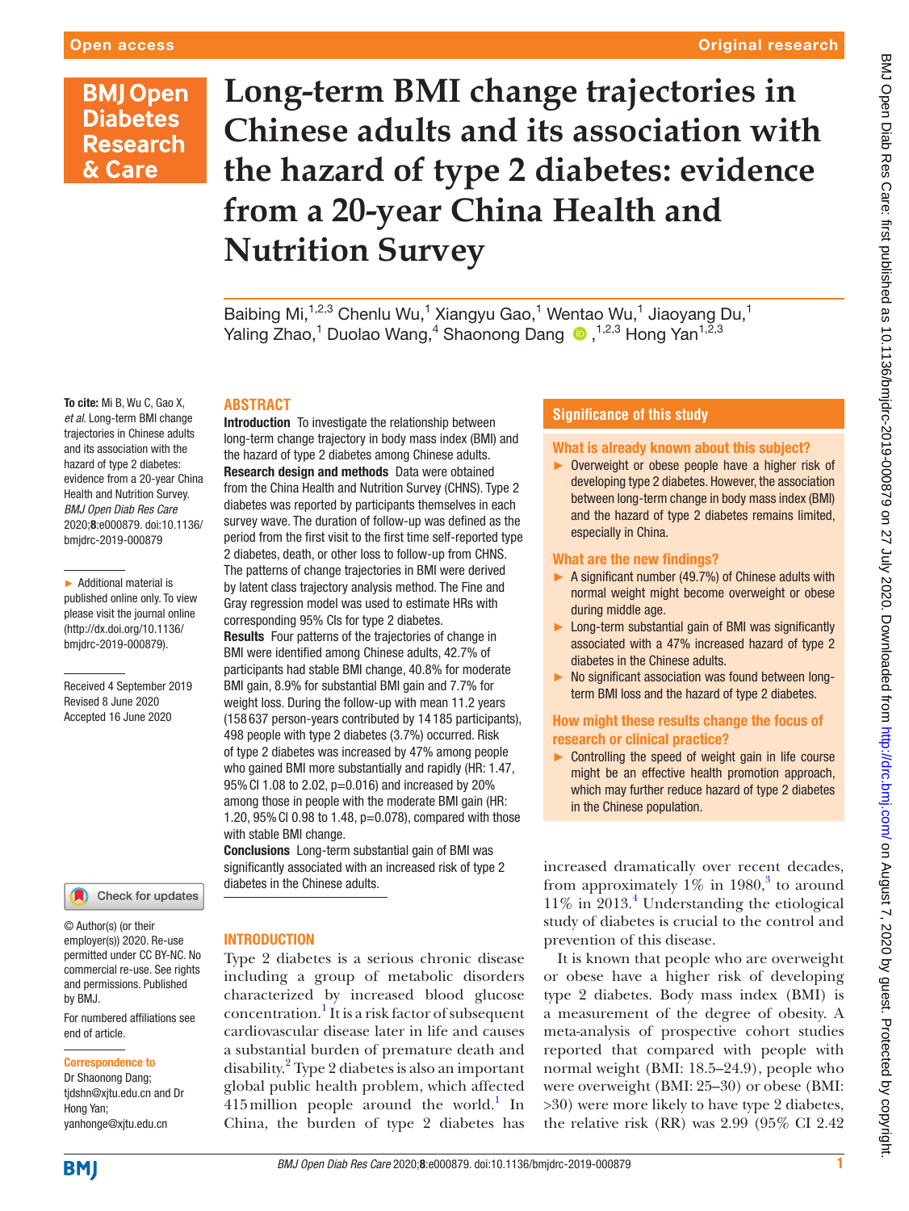Open access Original research

# Long-term BMI change trajectories in Chinese adults and its association with the hazard of type 2 diabetes: evidence from a 20-year China Health and Nutrition Survey

Baibing Mi,[1,2,3] Chenlu Wu,[1] Xiangyu Gao,[1] Wentao Wu,[1] Jiaoyang Du,[1] Yaling Zhao,[1] Duolao Wang,[4] Shaonong Dang,[1,2,3] Hong Yan[1,2,3]

**To cite:** Mi B, Wu C, Gao X, *et al*. Long-term BMI change trajectories in Chinese adults and its association with the hazard of type 2 diabetes: evidence from a 20-year China Health and Nutrition Survey. *BMJ Open Diab Res Care* 2020;**8**:e000879. doi:10.1136/bmjdrc-2019-000879

► Additional material is published online only. To view please visit the journal online (http://dx.doi.org/10.1136/bmjdrc-2019-000879).

Received 4 September 2019
Revised 8 June 2020
Accepted 16 June 2020

© Author(s) (or their employer(s)) 2020. Re-use permitted under CC BY-NC. No commercial re-use. See rights and permissions. Published by BMJ.

For numbered affiliations see end of article.

**Correspondence to**
Dr Shaonong Dang; tjdshn@xjtu.edu.cn and Dr Hong Yan; yanhonge@xjtu.edu.cn

## ABSTRACT

**Introduction** To investigate the relationship between long-term change trajectory in body mass index (BMI) and the hazard of type 2 diabetes among Chinese adults.

**Research design and methods** Data were obtained from the China Health and Nutrition Survey (CHNS). Type 2 diabetes was reported by participants themselves in each survey wave. The duration of follow-up was defined as the period from the first visit to the first time self-reported type 2 diabetes, death, or other loss to follow-up from CHNS. The patterns of change trajectories in BMI were derived by latent class trajectory analysis method. The Fine and Gray regression model was used to estimate HRs with corresponding 95% CIs for type 2 diabetes.

**Results** Four patterns of the trajectories of change in BMI were identified among Chinese adults, 42.7% of participants had stable BMI change, 40.8% for moderate BMI gain, 8.9% for substantial BMI gain and 7.7% for weight loss. During the follow-up with mean 11.2 years (158 637 person-years contributed by 14 185 participants), 498 people with type 2 diabetes (3.7%) occurred. Risk of type 2 diabetes was increased by 47% among people who gained BMI more substantially and rapidly (HR: 1.47, 95% CI 1.08 to 2.02, p=0.016) and increased by 20% among those in people with the moderate BMI gain (HR: 1.20, 95% CI 0.98 to 1.48, p=0.078), compared with those with stable BMI change.

**Conclusions** Long-term substantial gain of BMI was significantly associated with an increased risk of type 2 diabetes in the Chinese adults.

## Significance of this study

### What is already known about this subject?

- ► Overweight or obese people have a higher risk of developing type 2 diabetes. However, the association between long-term change in body mass index (BMI) and the hazard of type 2 diabetes remains limited, especially in China.

### What are the new findings?

- ► A significant number (49.7%) of Chinese adults with normal weight might become overweight or obese during middle age.
- ► Long-term substantial gain of BMI was significantly associated with a 47% increased hazard of type 2 diabetes in the Chinese adults.
- ► No significant association was found between long-term BMI loss and the hazard of type 2 diabetes.

### How might these results change the focus of research or clinical practice?

- ► Controlling the speed of weight gain in life course might be an effective health promotion approach, which may further reduce hazard of type 2 diabetes in the Chinese population.

## INTRODUCTION

Type 2 diabetes is a serious chronic disease including a group of metabolic disorders characterized by increased blood glucose concentration.[1] It is a risk factor of subsequent cardiovascular disease later in life and causes a substantial burden of premature death and disability.[2] Type 2 diabetes is also an important global public health problem, which affected 415 million people around the world.[1] In China, the burden of type 2 diabetes has increased dramatically over recent decades, from approximately 1% in 1980,[3] to around 11% in 2013.[4] Understanding the etiological study of diabetes is crucial to the control and prevention of this disease.

It is known that people who are overweight or obese have a higher risk of developing type 2 diabetes. Body mass index (BMI) is a measurement of the degree of obesity. A meta-analysis of prospective cohort studies reported that compared with people with normal weight (BMI: 18.5–24.9), people who were overweight (BMI: 25–30) or obese (BMI: >30) were more likely to have type 2 diabetes, the relative risk (RR) was 2.99 (95% CI 2.42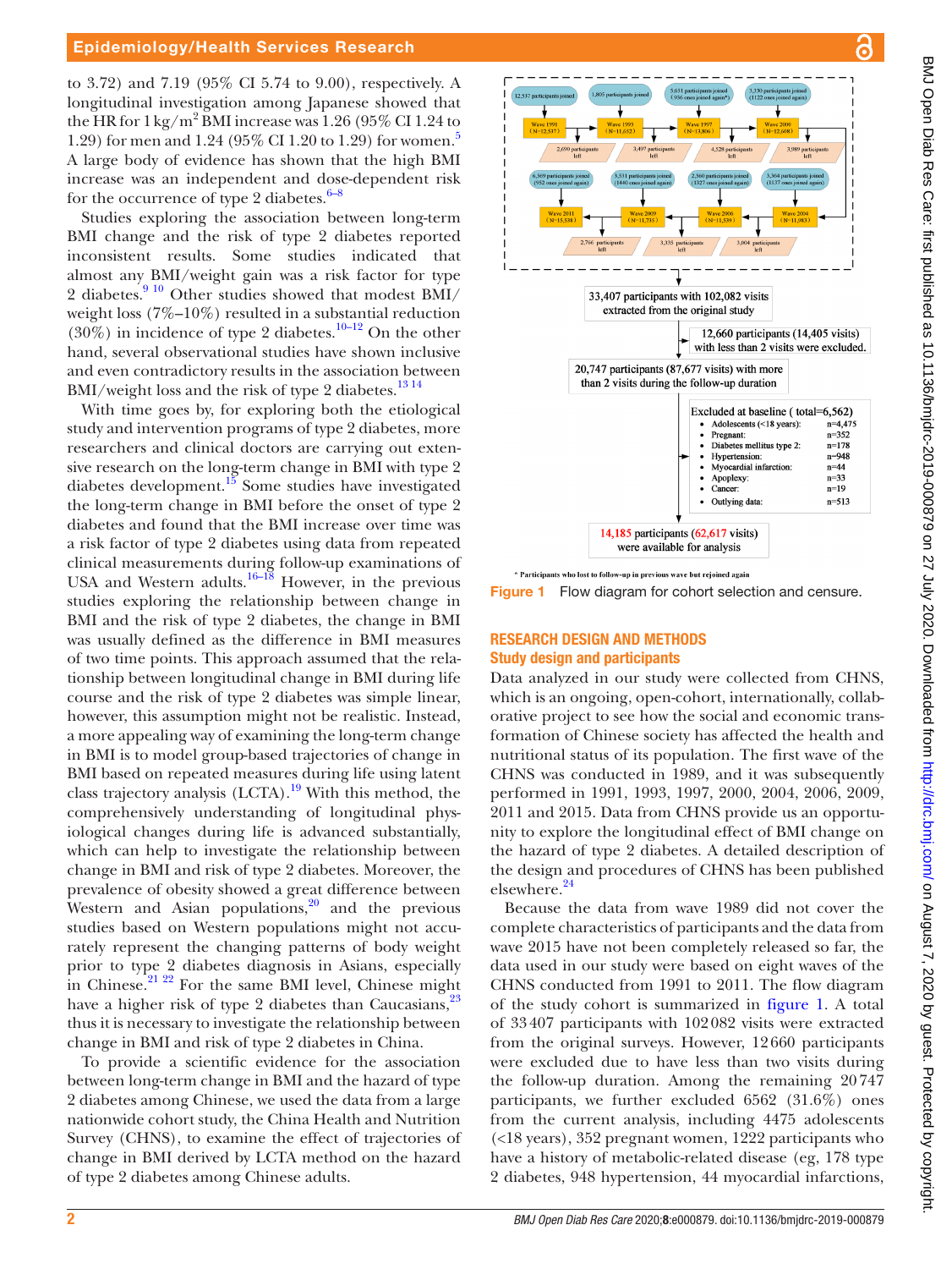to 3.72) and 7.19 (95% CI 5.74 to 9.00), respectively. A longitudinal investigation among Japanese showed that the HR for 1 kg/m$^2$ BMI increase was 1.26 (95% CI 1.24 to 1.29) for men and 1.24 (95% CI 1.20 to 1.29) for women.[5] A large body of evidence has shown that the high BMI increase was an independent and dose-dependent risk for the occurrence of type 2 diabetes.[6–8]

Studies exploring the association between long-term BMI change and the risk of type 2 diabetes reported inconsistent results. Some studies indicated that almost any BMI/weight gain was a risk factor for type 2 diabetes.[9 10] Other studies showed that modest BMI/weight loss (7%–10%) resulted in a substantial reduction (30%) in incidence of type 2 diabetes.[10–12] On the other hand, several observational studies have shown inclusive and even contradictory results in the association between BMI/weight loss and the risk of type 2 diabetes.[13 14]

With time goes by, for exploring both the etiological study and intervention programs of type 2 diabetes, more researchers and clinical doctors are carrying out extensive research on the long-term change in BMI with type 2 diabetes development.[15] Some studies have investigated the long-term change in BMI before the onset of type 2 diabetes and found that the BMI increase over time was a risk factor of type 2 diabetes using data from repeated clinical measurements during follow-up examinations of USA and Western adults.[16–18] However, in the previous studies exploring the relationship between change in BMI and the risk of type 2 diabetes, the change in BMI was usually defined as the difference in BMI measures of two time points. This approach assumed that the relationship between longitudinal change in BMI during life course and the risk of type 2 diabetes was simple linear, however, this assumption might not be realistic. Instead, a more appealing way of examining the long-term change in BMI is to model group-based trajectories of change in BMI based on repeated measures during life using latent class trajectory analysis (LCTA).[19] With this method, the comprehensively understanding of longitudinal physiological changes during life is advanced substantially, which can help to investigate the relationship between change in BMI and risk of type 2 diabetes. Moreover, the prevalence of obesity showed a great difference between Western and Asian populations,[20] and the previous studies based on Western populations might not accurately represent the changing patterns of body weight prior to type 2 diabetes diagnosis in Asians, especially in Chinese.[21 22] For the same BMI level, Chinese might have a higher risk of type 2 diabetes than Caucasians,[23] thus it is necessary to investigate the relationship between change in BMI and risk of type 2 diabetes in China.

To provide a scientific evidence for the association between long-term change in BMI and the hazard of type 2 diabetes among Chinese, we used the data from a large nationwide cohort study, the China Health and Nutrition Survey (CHNS), to examine the effect of trajectories of change in BMI derived by LCTA method on the hazard of type 2 diabetes among Chinese adults.

12,537 participants joined
1,805 participants joined
5,631 participants joined (956 ones joined again*)
3,330 participants joined (1122 ones joined again)
Wave 1991 (N=12,537)
Wave 1993 (N=11,652)
Wave 1997 (N=13,806)
Wave 2000 (N=12,608)
2,690 participants left
3,497 participants left
4,528 participants left
3,989 participants left
6,369 participants joined (952 ones joined again)
3,531 participants joined (1440 ones joined again)
2,360 participants joined (1327 ones joined again)
3,364 participants joined (1137 ones joined again)
Wave 2011 (N=15,538)
Wave 2009 (N=11,735)
Wave 2006 (N=11,539)
Wave 2004 (N=11,983)
2,766 participants left
3,335 participants left
3,004 participants left

33,407 participants with 102,082 visits extracted from the original study

12,660 participants (14,405 visits) with less than 2 visits were excluded.

20,747 participants (87,677 visits) with more than 2 visits during the follow-up duration

Excluded at baseline ( total=6,562)
- Adolescents (<18 years): n=4,475
- Pregnant: n=352
- Diabetes mellitus type 2: n=178
- Hypertension: n=948
- Myocardial infarction: n=44
- Apoplexy: n=33
- Cancer: n=19
- Outlying data: n=513

14,185 participants (62,617 visits) were available for analysis

* Participants who lost to follow-up in previous wave but rejoined again

Figure 1 Flow diagram for cohort selection and censure.

## RESEARCH DESIGN AND METHODS

### Study design and participants

Data analyzed in our study were collected from CHNS, which is an ongoing, open-cohort, internationally, collaborative project to see how the social and economic transformation of Chinese society has affected the health and nutritional status of its population. The first wave of the CHNS was conducted in 1989, and it was subsequently performed in 1991, 1993, 1997, 2000, 2004, 2006, 2009, 2011 and 2015. Data from CHNS provide us an opportunity to explore the longitudinal effect of BMI change on the hazard of type 2 diabetes. A detailed description of the design and procedures of CHNS has been published elsewhere.[24]

Because the data from wave 1989 did not cover the complete characteristics of participants and the data from wave 2015 have not been completely released so far, the data used in our study were based on eight waves of the CHNS conducted from 1991 to 2011. The flow diagram of the study cohort is summarized in figure 1. A total of 33 407 participants with 102 082 visits were extracted from the original surveys. However, 12 660 participants were excluded due to have less than two visits during the follow-up duration. Among the remaining 20 747 participants, we further excluded 6562 (31.6%) ones from the current analysis, including 4475 adolescents (<18 years), 352 pregnant women, 1222 participants who have a history of metabolic-related disease (eg, 178 type 2 diabetes, 948 hypertension, 44 myocardial infarctions,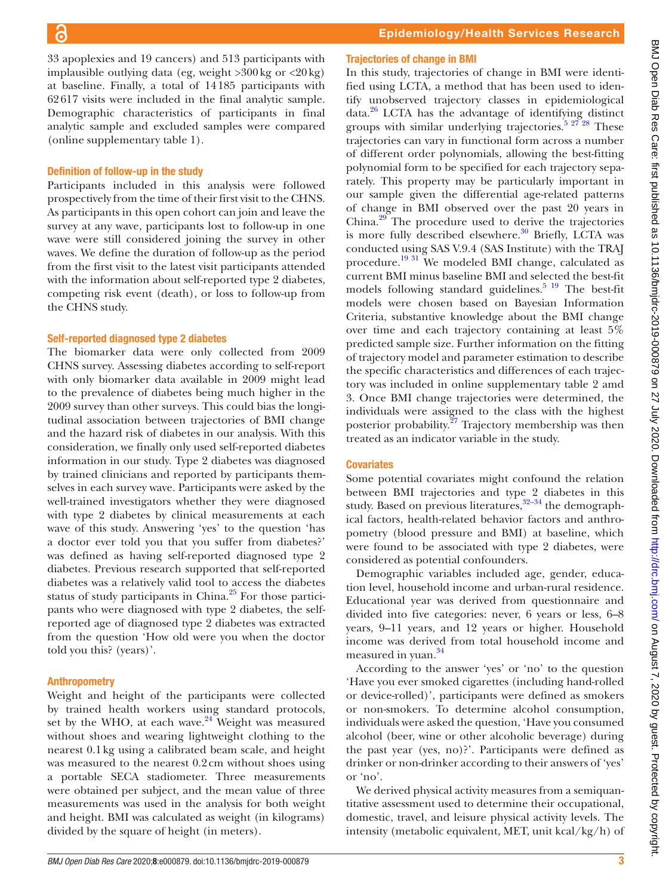33 apoplexies and 19 cancers) and 513 participants with implausible outlying data (eg, weight >300 kg or <20 kg) at baseline. Finally, a total of 14 185 participants with 62 617 visits were included in the final analytic sample. Demographic characteristics of participants in final analytic sample and excluded samples were compared (online supplementary table 1).

### Definition of follow-up in the study

Participants included in this analysis were followed prospectively from the time of their first visit to the CHNS. As participants in this open cohort can join and leave the survey at any wave, participants lost to follow-up in one wave were still considered joining the survey in other waves. We define the duration of follow-up as the period from the first visit to the latest visit participants attended with the information about self-reported type 2 diabetes, competing risk event (death), or loss to follow-up from the CHNS study.

### Self-reported diagnosed type 2 diabetes

The biomarker data were only collected from 2009 CHNS survey. Assessing diabetes according to self-report with only biomarker data available in 2009 might lead to the prevalence of diabetes being much higher in the 2009 survey than other surveys. This could bias the longitudinal association between trajectories of BMI change and the hazard risk of diabetes in our analysis. With this consideration, we finally only used self-reported diabetes information in our study. Type 2 diabetes was diagnosed by trained clinicians and reported by participants themselves in each survey wave. Participants were asked by the well-trained investigators whether they were diagnosed with type 2 diabetes by clinical measurements at each wave of this study. Answering 'yes' to the question 'has a doctor ever told you that you suffer from diabetes?' was defined as having self-reported diagnosed type 2 diabetes. Previous research supported that self-reported diabetes was a relatively valid tool to access the diabetes status of study participants in China.[25] For those participants who were diagnosed with type 2 diabetes, the self-reported age of diagnosed type 2 diabetes was extracted from the question 'How old were you when the doctor told you this? (years)'.

### Anthropometry

Weight and height of the participants were collected by trained health workers using standard protocols, set by the WHO, at each wave.[24] Weight was measured without shoes and wearing lightweight clothing to the nearest 0.1 kg using a calibrated beam scale, and height was measured to the nearest 0.2 cm without shoes using a portable SECA stadiometer. Three measurements were obtained per subject, and the mean value of three measurements was used in the analysis for both weight and height. BMI was calculated as weight (in kilograms) divided by the square of height (in meters).

### Trajectories of change in BMI

In this study, trajectories of change in BMI were identified using LCTA, a method that has been used to identify unobserved trajectory classes in epidemiological data.[26] LCTA has the advantage of identifying distinct groups with similar underlying trajectories.[5,27,28] These trajectories can vary in functional form across a number of different order polynomials, allowing the best-fitting polynomial form to be specified for each trajectory separately. This property may be particularly important in our sample given the differential age-related patterns of change in BMI observed over the past 20 years in China.[29] The procedure used to derive the trajectories is more fully described elsewhere.[30] Briefly, LCTA was conducted using SAS V.9.4 (SAS Institute) with the TRAJ procedure.[19,31] We modeled BMI change, calculated as current BMI minus baseline BMI and selected the best-fit models following standard guidelines.[5,19] The best-fit models were chosen based on Bayesian Information Criteria, substantive knowledge about the BMI change over time and each trajectory containing at least 5% predicted sample size. Further information on the fitting of trajectory model and parameter estimation to describe the specific characteristics and differences of each trajectory was included in online supplementary table 2 amd 3. Once BMI change trajectories were determined, the individuals were assigned to the class with the highest posterior probability.[27] Trajectory membership was then treated as an indicator variable in the study.

### Covariates

Some potential covariates might confound the relation between BMI trajectories and type 2 diabetes in this study. Based on previous literatures,[32–34] the demographical factors, health-related behavior factors and anthropometry (blood pressure and BMI) at baseline, which were found to be associated with type 2 diabetes, were considered as potential confounders.

Demographic variables included age, gender, education level, household income and urban-rural residence. Educational year was derived from questionnaire and divided into five categories: never, 6 years or less, 6–8 years, 9–11 years, and 12 years or higher. Household income was derived from total household income and measured in yuan.[34]

According to the answer 'yes' or 'no' to the question 'Have you ever smoked cigarettes (including hand-rolled or device-rolled)', participants were defined as smokers or non-smokers. To determine alcohol consumption, individuals were asked the question, 'Have you consumed alcohol (beer, wine or other alcoholic beverage) during the past year (yes, no)?'. Participants were defined as drinker or non-drinker according to their answers of 'yes' or 'no'.

We derived physical activity measures from a semiquantitative assessment used to determine their occupational, domestic, travel, and leisure physical activity levels. The intensity (metabolic equivalent, MET, unit kcal/kg/h) of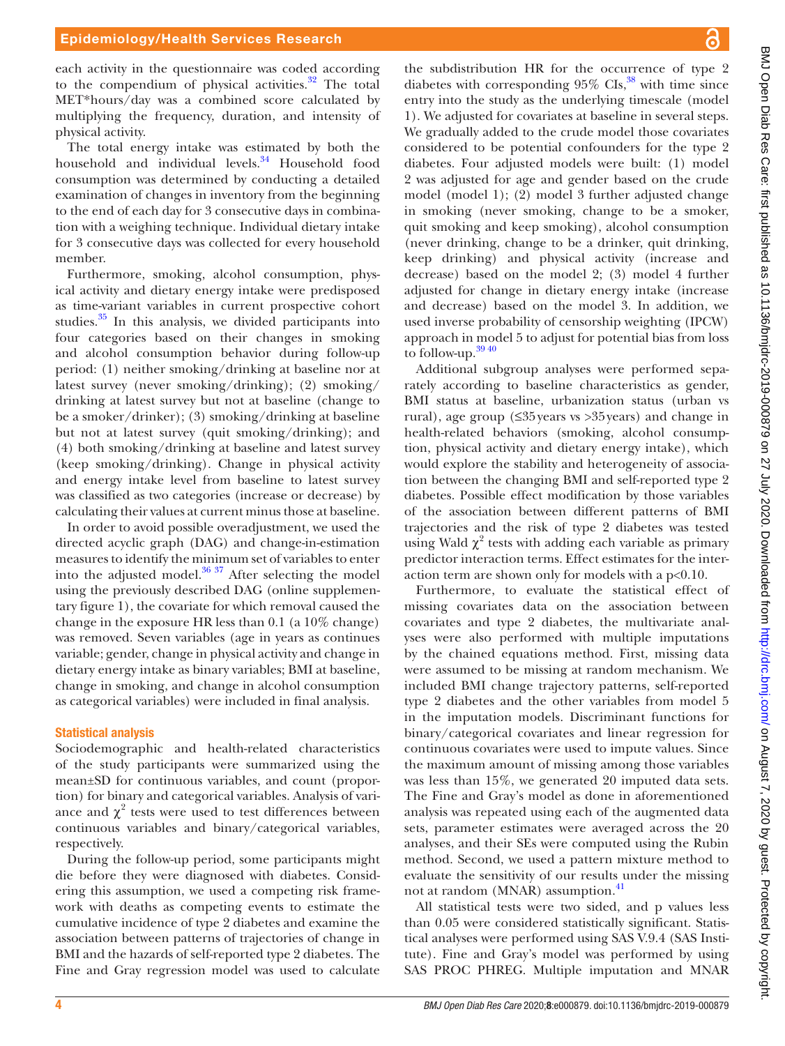each activity in the questionnaire was coded according to the compendium of physical activities.[32] The total MET*hours/day was a combined score calculated by multiplying the frequency, duration, and intensity of physical activity.

The total energy intake was estimated by both the household and individual levels.[34] Household food consumption was determined by conducting a detailed examination of changes in inventory from the beginning to the end of each day for 3 consecutive days in combination with a weighing technique. Individual dietary intake for 3 consecutive days was collected for every household member.

Furthermore, smoking, alcohol consumption, physical activity and dietary energy intake were predisposed as time-variant variables in current prospective cohort studies.[35] In this analysis, we divided participants into four categories based on their changes in smoking and alcohol consumption behavior during follow-up period: (1) neither smoking/drinking at baseline nor at latest survey (never smoking/drinking); (2) smoking/drinking at latest survey but not at baseline (change to be a smoker/drinker); (3) smoking/drinking at baseline but not at latest survey (quit smoking/drinking); and (4) both smoking/drinking at baseline and latest survey (keep smoking/drinking). Change in physical activity and energy intake level from baseline to latest survey was classified as two categories (increase or decrease) by calculating their values at current minus those at baseline.

In order to avoid possible overadjustment, we used the directed acyclic graph (DAG) and change-in-estimation measures to identify the minimum set of variables to enter into the adjusted model.[36,37] After selecting the model using the previously described DAG (online supplementary figure 1), the covariate for which removal caused the change in the exposure HR less than 0.1 (a 10% change) was removed. Seven variables (age in years as continues variable; gender, change in physical activity and change in dietary energy intake as binary variables; BMI at baseline, change in smoking, and change in alcohol consumption as categorical variables) were included in final analysis.

### Statistical analysis

Sociodemographic and health-related characteristics of the study participants were summarized using the mean±SD for continuous variables, and count (proportion) for binary and categorical variables. Analysis of variance and $\chi^2$ tests were used to test differences between continuous variables and binary/categorical variables, respectively.

During the follow-up period, some participants might die before they were diagnosed with diabetes. Considering this assumption, we used a competing risk framework with deaths as competing events to estimate the cumulative incidence of type 2 diabetes and examine the association between patterns of trajectories of change in BMI and the hazards of self-reported type 2 diabetes. The Fine and Gray regression model was used to calculate the subdistribution HR for the occurrence of type 2 diabetes with corresponding 95% CIs,[38] with time since entry into the study as the underlying timescale (model 1). We adjusted for covariates at baseline in several steps. We gradually added to the crude model those covariates considered to be potential confounders for the type 2 diabetes. Four adjusted models were built: (1) model 2 was adjusted for age and gender based on the crude model (model 1); (2) model 3 further adjusted change in smoking (never smoking, change to be a smoker, quit smoking and keep smoking), alcohol consumption (never drinking, change to be a drinker, quit drinking, keep drinking) and physical activity (increase and decrease) based on the model 2; (3) model 4 further adjusted for change in dietary energy intake (increase and decrease) based on the model 3. In addition, we used inverse probability of censorship weighting (IPCW) approach in model 5 to adjust for potential bias from loss to follow-up.[39,40]

Additional subgroup analyses were performed separately according to baseline characteristics as gender, BMI status at baseline, urbanization status (urban vs rural), age group (≤35 years vs >35 years) and change in health-related behaviors (smoking, alcohol consumption, physical activity and dietary energy intake), which would explore the stability and heterogeneity of association between the changing BMI and self-reported type 2 diabetes. Possible effect modification by those variables of the association between different patterns of BMI trajectories and the risk of type 2 diabetes was tested using Wald $\chi^2$ tests with adding each variable as primary predictor interaction terms. Effect estimates for the interaction term are shown only for models with a $p<0.10$.

Furthermore, to evaluate the statistical effect of missing covariates data on the association between covariates and type 2 diabetes, the multivariate analyses were also performed with multiple imputations by the chained equations method. First, missing data were assumed to be missing at random mechanism. We included BMI change trajectory patterns, self-reported type 2 diabetes and the other variables from model 5 in the imputation models. Discriminant functions for binary/categorical covariates and linear regression for continuous covariates were used to impute values. Since the maximum amount of missing among those variables was less than 15%, we generated 20 imputed data sets. The Fine and Gray's model as done in aforementioned analysis was repeated using each of the augmented data sets, parameter estimates were averaged across the 20 analyses, and their SEs were computed using the Rubin method. Second, we used a pattern mixture method to evaluate the sensitivity of our results under the missing not at random (MNAR) assumption.[41]

All statistical tests were two sided, and p values less than 0.05 were considered statistically significant. Statistical analyses were performed using SAS V.9.4 (SAS Institute). Fine and Gray's model was performed by using SAS PROC PHREG. Multiple imputation and MNAR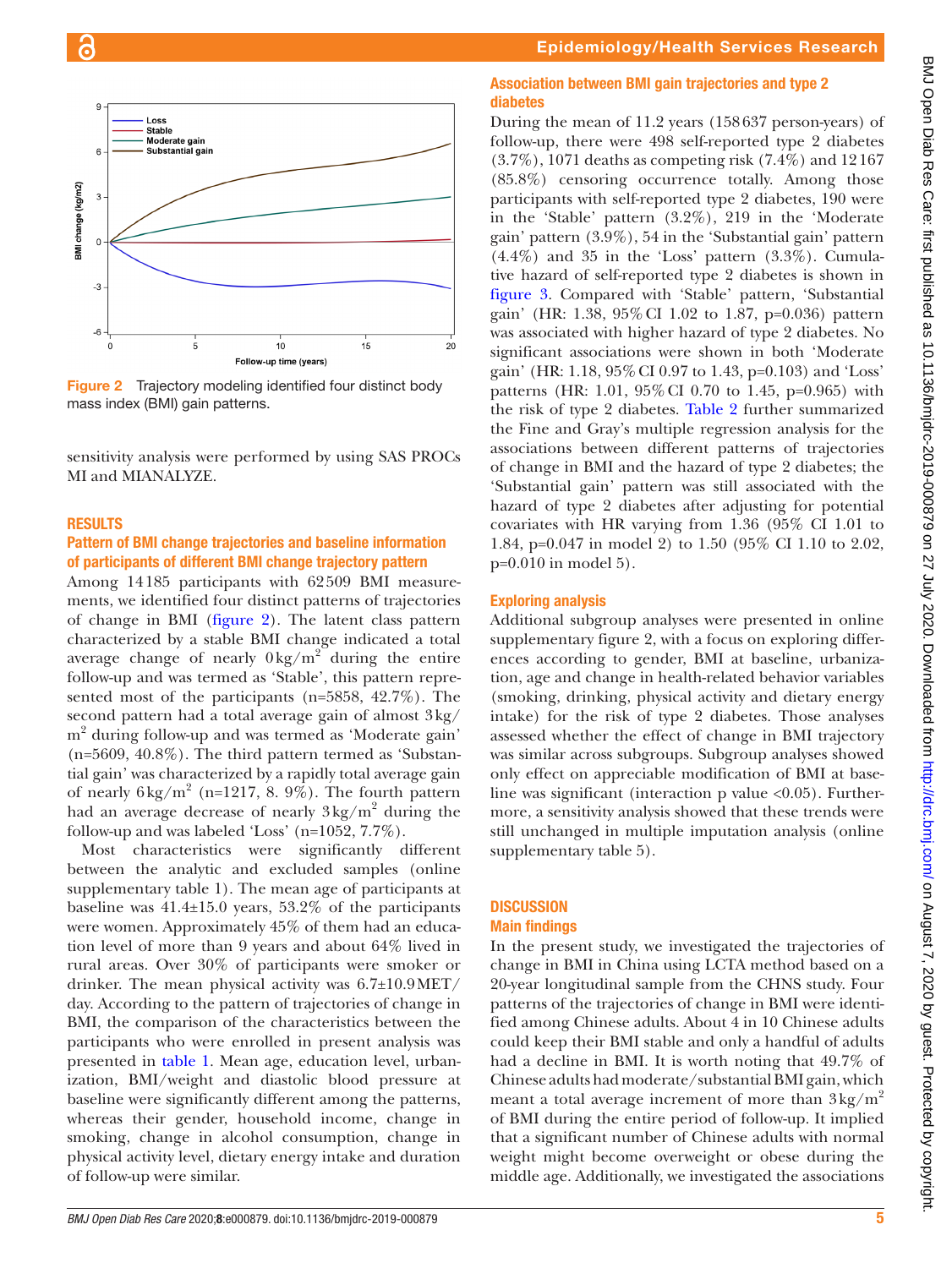Loss
Stable
Moderate gain
Substantial gain

BMI change (kg/m2)

9
6
3
0
-3
-6

0
5
10
15
20

Follow-up time (years)

Figure 2 Trajectory modeling identified four distinct body mass index (BMI) gain patterns.

sensitivity analysis were performed by using SAS PROCs MI and MIANALYZE.

## RESULTS

### Pattern of BMI change trajectories and baseline information of participants of different BMI change trajectory pattern

Among 14185 participants with 62509 BMI measurements, we identified four distinct patterns of trajectories of change in BMI (figure 2). The latent class pattern characterized by a stable BMI change indicated a total average change of nearly 0 kg/m$^2$ during the entire follow-up and was termed as 'Stable', this pattern represented most of the participants (n=5858, 42.7%). The second pattern had a total average gain of almost 3 kg/m$^2$ during follow-up and was termed as 'Moderate gain' (n=5609, 40.8%). The third pattern termed as 'Substantial gain' was characterized by a rapidly total average gain of nearly 6 kg/m$^2$ (n=1217, 8. 9%). The fourth pattern had an average decrease of nearly 3 kg/m$^2$ during the follow-up and was labeled 'Loss' (n=1052, 7.7%).

Most characteristics were significantly different between the analytic and excluded samples (online supplementary table 1). The mean age of participants at baseline was 41.4±15.0 years, 53.2% of the participants were women. Approximately 45% of them had an education level of more than 9 years and about 64% lived in rural areas. Over 30% of participants were smoker or drinker. The mean physical activity was 6.7±10.9 MET/day. According to the pattern of trajectories of change in BMI, the comparison of the characteristics between the participants who were enrolled in present analysis was presented in table 1. Mean age, education level, urbanization, BMI/weight and diastolic blood pressure at baseline were significantly different among the patterns, whereas their gender, household income, change in smoking, change in alcohol consumption, change in physical activity level, dietary energy intake and duration of follow-up were similar.

### Association between BMI gain trajectories and type 2 diabetes

During the mean of 11.2 years (158637 person-years) of follow-up, there were 498 self-reported type 2 diabetes (3.7%), 1071 deaths as competing risk (7.4%) and 12167 (85.8%) censoring occurrence totally. Among those participants with self-reported type 2 diabetes, 190 were in the 'Stable' pattern (3.2%), 219 in the 'Moderate gain' pattern (3.9%), 54 in the 'Substantial gain' pattern (4.4%) and 35 in the 'Loss' pattern (3.3%). Cumulative hazard of self-reported type 2 diabetes is shown in figure 3. Compared with 'Stable' pattern, 'Substantial gain' (HR: 1.38, 95% CI 1.02 to 1.87, p=0.036) pattern was associated with higher hazard of type 2 diabetes. No significant associations were shown in both 'Moderate gain' (HR: 1.18, 95% CI 0.97 to 1.43, p=0.103) and 'Loss' patterns (HR: 1.01, 95% CI 0.70 to 1.45, p=0.965) with the risk of type 2 diabetes. Table 2 further summarized the Fine and Gray's multiple regression analysis for the associations between different patterns of trajectories of change in BMI and the hazard of type 2 diabetes; the 'Substantial gain' pattern was still associated with the hazard of type 2 diabetes after adjusting for potential covariates with HR varying from 1.36 (95% CI 1.01 to 1.84, p=0.047 in model 2) to 1.50 (95% CI 1.10 to 2.02, p=0.010 in model 5).

### Exploring analysis

Additional subgroup analyses were presented in online supplementary figure 2, with a focus on exploring differences according to gender, BMI at baseline, urbanization, age and change in health-related behavior variables (smoking, drinking, physical activity and dietary energy intake) for the risk of type 2 diabetes. Those analyses assessed whether the effect of change in BMI trajectory was similar across subgroups. Subgroup analyses showed only effect on appreciable modification of BMI at baseline was significant (interaction p value <0.05). Furthermore, a sensitivity analysis showed that these trends were still unchanged in multiple imputation analysis (online supplementary table 5).

## DISCUSSION

### Main findings

In the present study, we investigated the trajectories of change in BMI in China using LCTA method based on a 20-year longitudinal sample from the CHNS study. Four patterns of the trajectories of change in BMI were identified among Chinese adults. About 4 in 10 Chinese adults could keep their BMI stable and only a handful of adults had a decline in BMI. It is worth noting that 49.7% of Chinese adults had moderate/substantial BMI gain, which meant a total average increment of more than 3 kg/m$^2$ of BMI during the entire period of follow-up. It implied that a significant number of Chinese adults with normal weight might become overweight or obese during the middle age. Additionally, we investigated the associations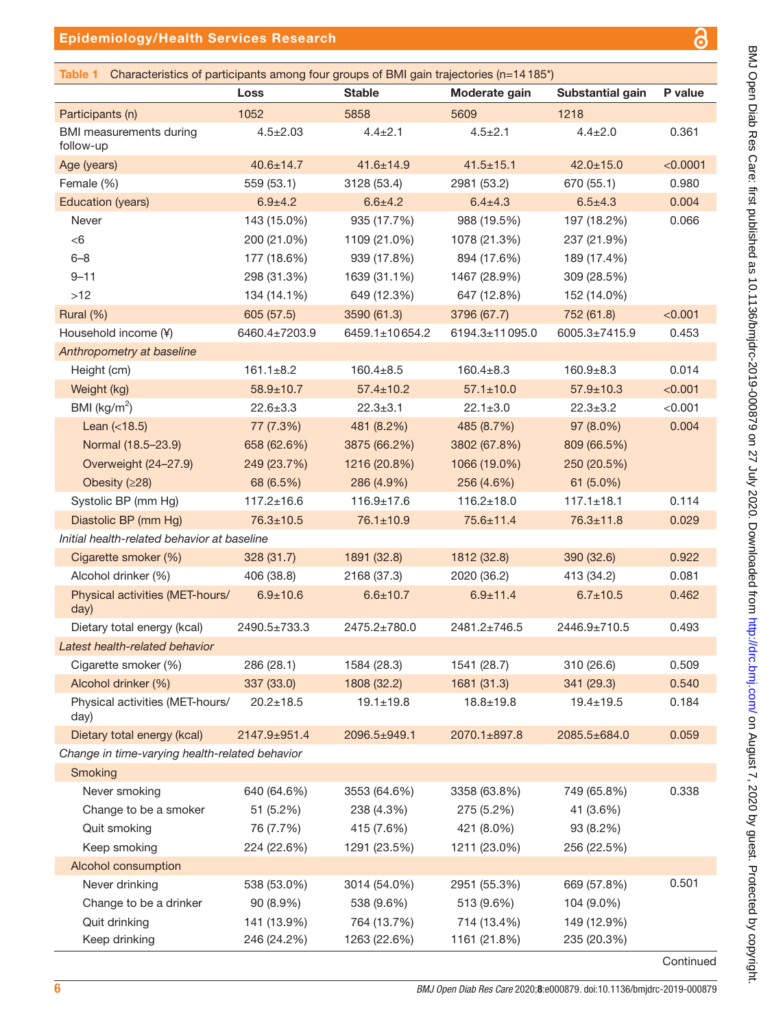Table 1 Characteristics of participants among four groups of BMI gain trajectories (n=14 185*)

| | Loss | Stable | Moderate gain | Substantial gain | P value |
|---|---|---|---|---|---|
| Participants (n) | 1052 | 5858 | 5609 | 1218 | |
| BMI measurements during follow-up | 4.5±2.03 | 4.4±2.1 | 4.5±2.1 | 4.4±2.0 | 0.361 |
| Age (years) | 40.6±14.7 | 41.6±14.9 | 41.5±15.1 | 42.0±15.0 | <0.0001 |
| Female (%) | 559 (53.1) | 3128 (53.4) | 2981 (53.2) | 670 (55.1) | 0.980 |
| Education (years) | 6.9±4.2 | 6.6±4.2 | 6.4±4.3 | 6.5±4.3 | 0.004 |
| Never | 143 (15.0%) | 935 (17.7%) | 988 (19.5%) | 197 (18.2%) | 0.066 |
| <6 | 200 (21.0%) | 1109 (21.0%) | 1078 (21.3%) | 237 (21.9%) | |
| 6–8 | 177 (18.6%) | 939 (17.8%) | 894 (17.6%) | 189 (17.4%) | |
| 9–11 | 298 (31.3%) | 1639 (31.1%) | 1467 (28.9%) | 309 (28.5%) | |
| >12 | 134 (14.1%) | 649 (12.3%) | 647 (12.8%) | 152 (14.0%) | |
| Rural (%) | 605 (57.5) | 3590 (61.3) | 3796 (67.7) | 752 (61.8) | <0.001 |
| Household income (¥) | 6460.4±7203.9 | 6459.1±10 654.2 | 6194.3±11 095.0 | 6005.3±7415.9 | 0.453 |
| *Anthropometry at baseline* | | | | | |
| Height (cm) | 161.1±8.2 | 160.4±8.5 | 160.4±8.3 | 160.9±8.3 | 0.014 |
| Weight (kg) | 58.9±10.7 | 57.4±10.2 | 57.1±10.0 | 57.9±10.3 | <0.001 |
| BMI (kg/m$^2$) | 22.6±3.3 | 22.3±3.1 | 22.1±3.0 | 22.3±3.2 | <0.001 |
| Lean (<18.5) | 77 (7.3%) | 481 (8.2%) | 485 (8.7%) | 97 (8.0%) | 0.004 |
| Normal (18.5–23.9) | 658 (62.6%) | 3875 (66.2%) | 3802 (67.8%) | 809 (66.5%) | |
| Overweight (24–27.9) | 249 (23.7%) | 1216 (20.8%) | 1066 (19.0%) | 250 (20.5%) | |
| Obesity (≥28) | 68 (6.5%) | 286 (4.9%) | 256 (4.6%) | 61 (5.0%) | |
| Systolic BP (mm Hg) | 117.2±16.6 | 116.9±17.6 | 116.2±18.0 | 117.1±18.1 | 0.114 |
| Diastolic BP (mm Hg) | 76.3±10.5 | 76.1±10.9 | 75.6±11.4 | 76.3±11.8 | 0.029 |
| *Initial health-related behavior at baseline* | | | | | |
| Cigarette smoker (%) | 328 (31.7) | 1891 (32.8) | 1812 (32.8) | 390 (32.6) | 0.922 |
| Alcohol drinker (%) | 406 (38.8) | 2168 (37.3) | 2020 (36.2) | 413 (34.2) | 0.081 |
| Physical activities (MET-hours/day) | 6.9±10.6 | 6.6±10.7 | 6.9±11.4 | 6.7±10.5 | 0.462 |
| Dietary total energy (kcal) | 2490.5±733.3 | 2475.2±780.0 | 2481.2±746.5 | 2446.9±710.5 | 0.493 |
| *Latest health-related behavior* | | | | | |
| Cigarette smoker (%) | 286 (28.1) | 1584 (28.3) | 1541 (28.7) | 310 (26.6) | 0.509 |
| Alcohol drinker (%) | 337 (33.0) | 1808 (32.2) | 1681 (31.3) | 341 (29.3) | 0.540 |
| Physical activities (MET-hours/day) | 20.2±18.5 | 19.1±19.8 | 18.8±19.8 | 19.4±19.5 | 0.184 |
| Dietary total energy (kcal) | 2147.9±951.4 | 2096.5±949.1 | 2070.1±897.8 | 2085.5±684.0 | 0.059 |
| *Change in time-varying health-related behavior* | | | | | |
| Smoking | | | | | |
| Never smoking | 640 (64.6%) | 3553 (64.6%) | 3358 (63.8%) | 749 (65.8%) | 0.338 |
| Change to be a smoker | 51 (5.2%) | 238 (4.3%) | 275 (5.2%) | 41 (3.6%) | |
| Quit smoking | 76 (7.7%) | 415 (7.6%) | 421 (8.0%) | 93 (8.2%) | |
| Keep smoking | 224 (22.6%) | 1291 (23.5%) | 1211 (23.0%) | 256 (22.5%) | |
| Alcohol consumption | | | | | |
| Never drinking | 538 (53.0%) | 3014 (54.0%) | 2951 (55.3%) | 669 (57.8%) | 0.501 |
| Change to be a drinker | 90 (8.9%) | 538 (9.6%) | 513 (9.6%) | 104 (9.0%) | |
| Quit drinking | 141 (13.9%) | 764 (13.7%) | 714 (13.4%) | 149 (12.9%) | |
| Keep drinking | 246 (24.2%) | 1263 (22.6%) | 1161 (21.8%) | 235 (20.3%) | |

Continued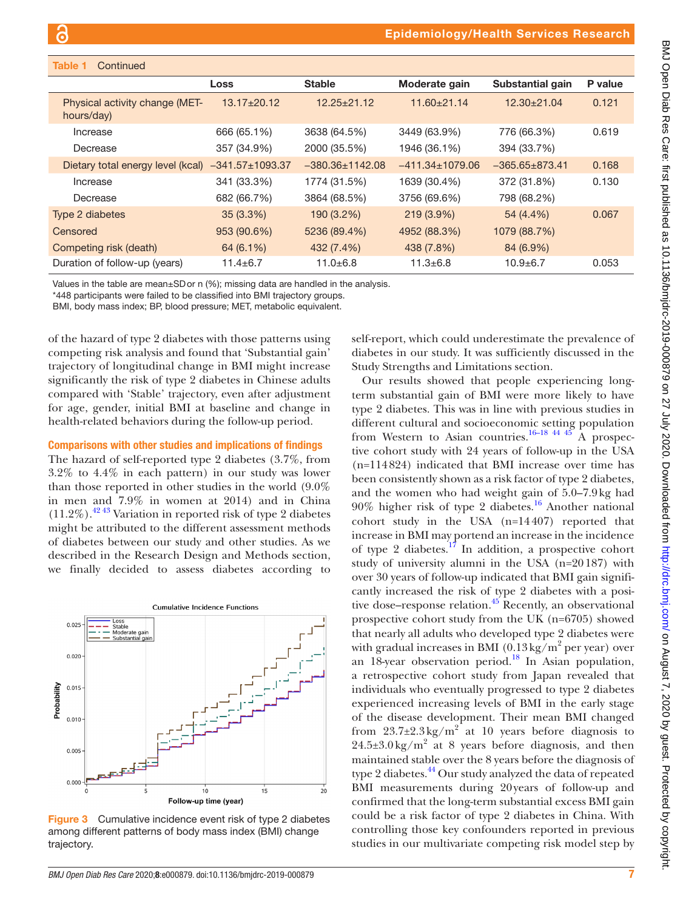**Table 1** Continued

| | Loss | Stable | Moderate gain | Substantial gain | P value |
|---|---|---|---|---|---|
| Physical activity change (MET-hours/day) | 13.17±20.12 | 12.25±21.12 | 11.60±21.14 | 12.30±21.04 | 0.121 |
| Increase | 666 (65.1%) | 3638 (64.5%) | 3449 (63.9%) | 776 (66.3%) | 0.619 |
| Decrease | 357 (34.9%) | 2000 (35.5%) | 1946 (36.1%) | 394 (33.7%) | |
| Dietary total energy level (kcal) | −341.57±1093.37 | −380.36±1142.08 | −411.34±1079.06 | −365.65±873.41 | 0.168 |
| Increase | 341 (33.3%) | 1774 (31.5%) | 1639 (30.4%) | 372 (31.8%) | 0.130 |
| Decrease | 682 (66.7%) | 3864 (68.5%) | 3756 (69.6%) | 798 (68.2%) | |
| Type 2 diabetes | 35 (3.3%) | 190 (3.2%) | 219 (3.9%) | 54 (4.4%) | 0.067 |
| Censored | 953 (90.6%) | 5236 (89.4%) | 4952 (88.3%) | 1079 (88.7%) | |
| Competing risk (death) | 64 (6.1%) | 432 (7.4%) | 438 (7.8%) | 84 (6.9%) | |
| Duration of follow-up (years) | 11.4±6.7 | 11.0±6.8 | 11.3±6.8 | 10.9±6.7 | 0.053 |

Values in the table are mean±SD or n (%); missing data are handled in the analysis.

*448 participants were failed to be classified into BMI trajectory groups.

BMI, body mass index; BP, blood pressure; MET, metabolic equivalent.

of the hazard of type 2 diabetes with those patterns using competing risk analysis and found that 'Substantial gain' trajectory of longitudinal change in BMI might increase significantly the risk of type 2 diabetes in Chinese adults compared with 'Stable' trajectory, even after adjustment for age, gender, initial BMI at baseline and change in health-related behaviors during the follow-up period.

### Comparisons with other studies and implications of findings

The hazard of self-reported type 2 diabetes (3.7%, from 3.2% to 4.4% in each pattern) in our study was lower than those reported in other studies in the world (9.0% in men and 7.9% in women at 2014) and in China (11.2%).[42,43] Variation in reported risk of type 2 diabetes might be attributed to the different assessment methods of diabetes between our study and other studies. As we described in the Research Design and Methods section, we finally decided to assess diabetes according to

Cumulative Incidence Functions
Loss
Stable
Moderate gain
Substantial gain
Probability
0.000
0.005
0.010
0.015
0.020
0.025
0
5
10
15
20
Follow-up time (year)

**Figure 3** Cumulative incidence event risk of type 2 diabetes among different patterns of body mass index (BMI) change trajectory.

self-report, which could underestimate the prevalence of diabetes in our study. It was sufficiently discussed in the Study Strengths and Limitations section.

Our results showed that people experiencing long-term substantial gain of BMI were more likely to have type 2 diabetes. This was in line with previous studies in different cultural and socioeconomic setting population from Western to Asian countries.[16–18 44 45] A prospective cohort study with 24 years of follow-up in the USA (n=114 824) indicated that BMI increase over time has been consistently shown as a risk factor of type 2 diabetes, and the women who had weight gain of 5.0–7.9 kg had 90% higher risk of type 2 diabetes.[16] Another national cohort study in the USA (n=14 407) reported that increase in BMI may portend an increase in the incidence of type 2 diabetes.[17] In addition, a prospective cohort study of university alumni in the USA (n=20 187) with over 30 years of follow-up indicated that BMI gain significantly increased the risk of type 2 diabetes with a positive dose–response relation.[45] Recently, an observational prospective cohort study from the UK (n=6705) showed that nearly all adults who developed type 2 diabetes were with gradual increases in BMI (0.13 kg/m$^2$ per year) over an 18-year observation period.[18] In Asian population, a retrospective cohort study from Japan revealed that individuals who eventually progressed to type 2 diabetes experienced increasing levels of BMI in the early stage of the disease development. Their mean BMI changed from 23.7±2.3 kg/m$^2$ at 10 years before diagnosis to 24.5±3.0 kg/m$^2$ at 8 years before diagnosis, and then maintained stable over the 8 years before the diagnosis of type 2 diabetes.[44] Our study analyzed the data of repeated BMI measurements during 20 years of follow-up and confirmed that the long-term substantial excess BMI gain could be a risk factor of type 2 diabetes in China. With controlling those key confounders reported in previous studies in our multivariate competing risk model step by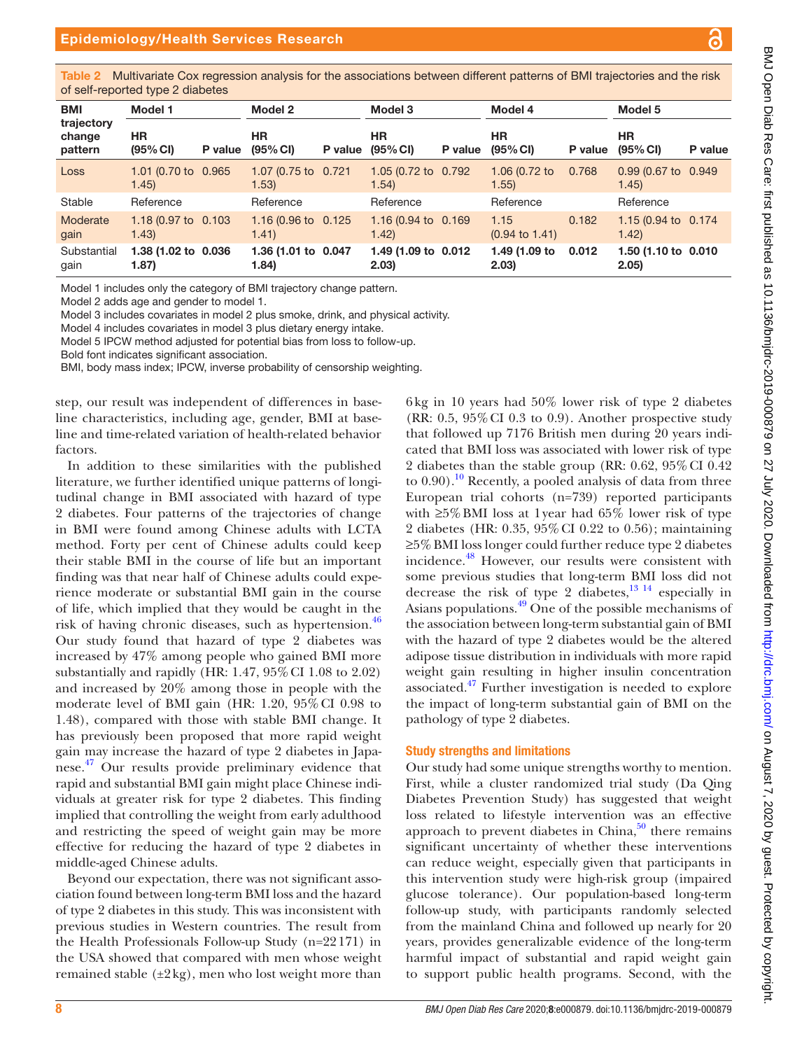**Table 2** Multivariate Cox regression analysis for the associations between different patterns of BMI trajectories and the risk of self-reported type 2 diabetes

| BMI trajectory change pattern | Model 1 | | Model 2 | | Model 3 | | Model 4 | | Model 5 | |
|---|---|---|---|---|---|---|---|---|---|---|
| | HR (95% CI) | P value | HR (95% CI) | P value | HR (95% CI) | P value | HR (95% CI) | P value | HR (95% CI) | P value |
| Loss | 1.01 (0.70 to 1.45) | 0.965 | 1.07 (0.75 to 1.53) | 0.721 | 1.05 (0.72 to 1.54) | 0.792 | 1.06 (0.72 to 1.55) | 0.768 | 0.99 (0.67 to 1.45) | 0.949 |
| Stable | Reference | | Reference | | Reference | | Reference | | Reference | |
| Moderate gain | 1.18 (0.97 to 1.43) | 0.103 | 1.16 (0.96 to 1.41) | 0.125 | 1.16 (0.94 to 1.42) | 0.169 | 1.15 (0.94 to 1.41) | 0.182 | 1.15 (0.94 to 1.42) | 0.174 |
| Substantial gain | **1.38 (1.02 to 1.87)** | **0.036** | **1.36 (1.01 to 1.84)** | **0.047** | **1.49 (1.09 to 2.03)** | **0.012** | **1.49 (1.09 to 2.03)** | **0.012** | **1.50 (1.10 to 2.05)** | **0.010** |

Model 1 includes only the category of BMI trajectory change pattern.
Model 2 adds age and gender to model 1.
Model 3 includes covariates in model 2 plus smoke, drink, and physical activity.
Model 4 includes covariates in model 3 plus dietary energy intake.
Model 5 IPCW method adjusted for potential bias from loss to follow-up.
Bold font indicates significant association.
BMI, body mass index; IPCW, inverse probability of censorship weighting.

step, our result was independent of differences in baseline characteristics, including age, gender, BMI at baseline and time-related variation of health-related behavior factors.

In addition to these similarities with the published literature, we further identified unique patterns of longitudinal change in BMI associated with hazard of type 2 diabetes. Four patterns of the trajectories of change in BMI were found among Chinese adults with LCTA method. Forty per cent of Chinese adults could keep their stable BMI in the course of life but an important finding was that near half of Chinese adults could experience moderate or substantial BMI gain in the course of life, which implied that they would be caught in the risk of having chronic diseases, such as hypertension.[46] Our study found that hazard of type 2 diabetes was increased by 47% among people who gained BMI more substantially and rapidly (HR: 1.47, 95% CI 1.08 to 2.02) and increased by 20% among those in people with the moderate level of BMI gain (HR: 1.20, 95% CI 0.98 to 1.48), compared with those with stable BMI change. It has previously been proposed that more rapid weight gain may increase the hazard of type 2 diabetes in Japanese.[47] Our results provide preliminary evidence that rapid and substantial BMI gain might place Chinese individuals at greater risk for type 2 diabetes. This finding implied that controlling the weight from early adulthood and restricting the speed of weight gain may be more effective for reducing the hazard of type 2 diabetes in middle-aged Chinese adults.

Beyond our expectation, there was not significant association found between long-term BMI loss and the hazard of type 2 diabetes in this study. This was inconsistent with previous studies in Western countries. The result from the Health Professionals Follow-up Study (n=22171) in the USA showed that compared with men whose weight remained stable (±2kg), men who lost weight more than 6kg in 10 years had 50% lower risk of type 2 diabetes (RR: 0.5, 95% CI 0.3 to 0.9). Another prospective study that followed up 7176 British men during 20 years indicated that BMI loss was associated with lower risk of type 2 diabetes than the stable group (RR: 0.62, 95% CI 0.42 to 0.90).[10] Recently, a pooled analysis of data from three European trial cohorts (n=739) reported participants with ≥5% BMI loss at 1year had 65% lower risk of type 2 diabetes (HR: 0.35, 95% CI 0.22 to 0.56); maintaining ≥5% BMI loss longer could further reduce type 2 diabetes incidence.[48] However, our results were consistent with some previous studies that long-term BMI loss did not decrease the risk of type 2 diabetes,[13,14] especially in Asians populations.[49] One of the possible mechanisms of the association between long-term substantial gain of BMI with the hazard of type 2 diabetes would be the altered adipose tissue distribution in individuals with more rapid weight gain resulting in higher insulin concentration associated.[47] Further investigation is needed to explore the impact of long-term substantial gain of BMI on the pathology of type 2 diabetes.

### Study strengths and limitations

Our study had some unique strengths worthy to mention. First, while a cluster randomized trial study (Da Qing Diabetes Prevention Study) has suggested that weight loss related to lifestyle intervention was an effective approach to prevent diabetes in China,[50] there remains significant uncertainty of whether these interventions can reduce weight, especially given that participants in this intervention study were high-risk group (impaired glucose tolerance). Our population-based long-term follow-up study, with participants randomly selected from the mainland China and followed up nearly for 20 years, provides generalizable evidence of the long-term harmful impact of substantial and rapid weight gain to support public health programs. Second, with the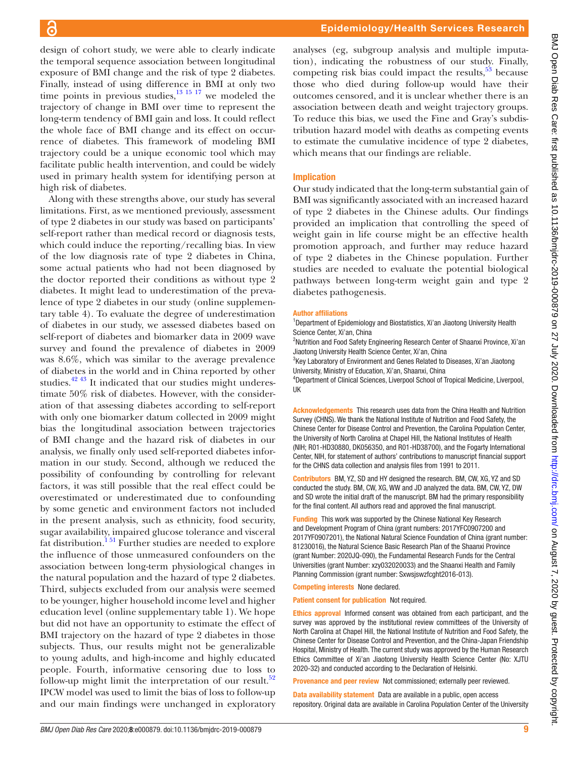design of cohort study, we were able to clearly indicate the temporal sequence association between longitudinal exposure of BMI change and the risk of type 2 diabetes. Finally, instead of using difference in BMI at only two time points in previous studies,[13 15 17] we modeled the trajectory of change in BMI over time to represent the long-term tendency of BMI gain and loss. It could reflect the whole face of BMI change and its effect on occurrence of diabetes. This framework of modeling BMI trajectory could be a unique economic tool which may facilitate public health intervention, and could be widely used in primary health system for identifying person at high risk of diabetes.

Along with these strengths above, our study has several limitations. First, as we mentioned previously, assessment of type 2 diabetes in our study was based on participants' self-report rather than medical record or diagnosis tests, which could induce the reporting/recalling bias. In view of the low diagnosis rate of type 2 diabetes in China, some actual patients who had not been diagnosed by the doctor reported their conditions as without type 2 diabetes. It might lead to underestimation of the prevalence of type 2 diabetes in our study (online supplementary table 4). To evaluate the degree of underestimation of diabetes in our study, we assessed diabetes based on self-report of diabetes and biomarker data in 2009 wave survey and found the prevalence of diabetes in 2009 was 8.6%, which was similar to the average prevalence of diabetes in the world and in China reported by other studies.[42 43] It indicated that our studies might underestimate 50% risk of diabetes. However, with the consideration of that assessing diabetes according to self-report with only one biomarker datum collected in 2009 might bias the longitudinal association between trajectories of BMI change and the hazard risk of diabetes in our analysis, we finally only used self-reported diabetes information in our study. Second, although we reduced the possibility of confounding by controlling for relevant factors, it was still possible that the real effect could be overestimated or underestimated due to confounding by some genetic and environment factors not included in the present analysis, such as ethnicity, food security, sugar availability, impaired glucose tolerance and visceral fat distribution.[1 51] Further studies are needed to explore the influence of those unmeasured confounders on the association between long-term physiological changes in the natural population and the hazard of type 2 diabetes. Third, subjects excluded from our analysis were seemed to be younger, higher household income level and higher education level (online supplementary table 1). We hope but did not have an opportunity to estimate the effect of BMI trajectory on the hazard of type 2 diabetes in those subjects. Thus, our results might not be generalizable to young adults, and high-income and highly educated people. Fourth, informative censoring due to loss to follow-up might limit the interpretation of our result.[52] IPCW model was used to limit the bias of loss to follow-up and our main findings were unchanged in exploratory analyses (eg, subgroup analysis and multiple imputation), indicating the robustness of our study. Finally, competing risk bias could impact the results,[53] because those who died during follow-up would have their outcomes censored, and it is unclear whether there is an association between death and weight trajectory groups. To reduce this bias, we used the Fine and Gray's subdistribution hazard model with deaths as competing events to estimate the cumulative incidence of type 2 diabetes, which means that our findings are reliable.

## Implication

Our study indicated that the long-term substantial gain of BMI was significantly associated with an increased hazard of type 2 diabetes in the Chinese adults. Our findings provided an implication that controlling the speed of weight gain in life course might be an effective health promotion approach, and further may reduce hazard of type 2 diabetes in the Chinese population. Further studies are needed to evaluate the potential biological pathways between long-term weight gain and type 2 diabetes pathogenesis.

**Author affiliations**

[1]Department of Epidemiology and Biostatistics, Xi'an Jiaotong University Health Science Center, Xi'an, China
[2]Nutrition and Food Safety Engineering Research Center of Shaanxi Province, Xi'an Jiaotong University Health Science Center, Xi'an, China
[3]Key Laboratory of Environment and Genes Related to Diseases, Xi'an Jiaotong University, Ministry of Education, Xi'an, Shaanxi, China
[4]Department of Clinical Sciences, Liverpool School of Tropical Medicine, Liverpool, UK

**Acknowledgements** This research uses data from the China Health and Nutrition Survey (CHNS). We thank the National Institute of Nutrition and Food Safety, the Chinese Center for Disease Control and Prevention, the Carolina Population Center, the University of North Carolina at Chapel Hill, the National Institutes of Health (NIH; R01-HD30880, DK056350, and R01-HD38700), and the Fogarty International Center, NIH, for statement of authors' contributions to manuscript financial support for the CHNS data collection and analysis files from 1991 to 2011.

**Contributors** BM, YZ, SD and HY designed the research. BM, CW, XG, YZ and SD conducted the study. BM, CW, XG, WW and JD analyzed the data. BM, CW, YZ, DW and SD wrote the initial draft of the manuscript. BM had the primary responsibility for the final content. All authors read and approved the final manuscript.

**Funding** This work was supported by the Chinese National Key Research and Development Program of China (grant numbers: 2017YFC0907200 and 2017YF0907201), the National Natural Science Foundation of China (grant number: 81230016), the Natural Science Basic Research Plan of the Shaanxi Province (grant Number: 2020JQ-090), the Fundamental Research Funds for the Central Universities (grant Number: xzy032020033) and the Shaanxi Health and Family Planning Commission (grant number: Sxwsjswzfcght2016-013).

**Competing interests** None declared.

**Patient consent for publication** Not required.

**Ethics approval** Informed consent was obtained from each participant, and the survey was approved by the institutional review committees of the University of North Carolina at Chapel Hill, the National Institute of Nutrition and Food Safety, the Chinese Center for Disease Control and Prevention, and the China-Japan Friendship Hospital, Ministry of Health. The current study was approved by the Human Research Ethics Committee of Xi'an Jiaotong University Health Science Center (No: XJTU 2020-32) and conducted according to the Declaration of Helsinki.

**Provenance and peer review** Not commissioned; externally peer reviewed.

**Data availability statement** Data are available in a public, open access repository. Original data are available in Carolina Population Center of the University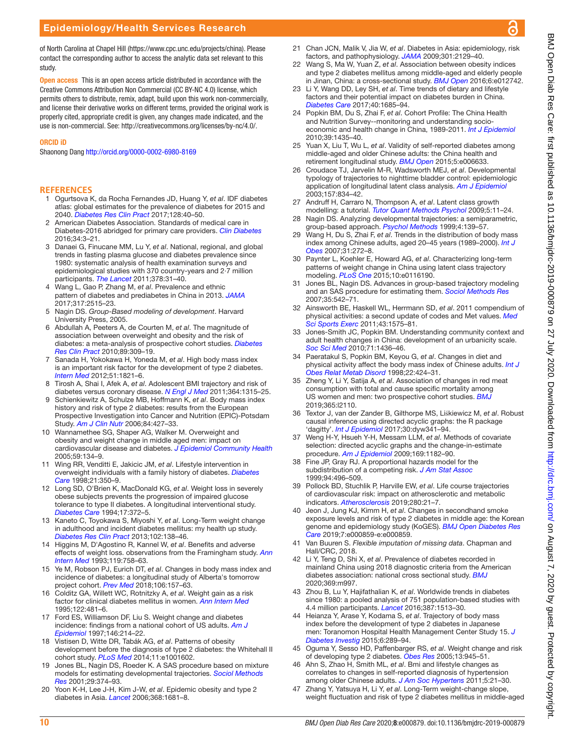of North Carolina at Chapel Hill (https://www.cpc.unc.edu/projects/china). Please contact the corresponding author to access the analytic data set relevant to this study.

**Open access** This is an open access article distributed in accordance with the Creative Commons Attribution Non Commercial (CC BY-NC 4.0) license, which permits others to distribute, remix, adapt, build upon this work non-commercially, and license their derivative works on different terms, provided the original work is properly cited, appropriate credit is given, any changes made indicated, and the use is non-commercial. See: http://creativecommons.org/licenses/by-nc/4.0/.

**ORCID iD**

Shaonong Dang http://orcid.org/0000-0002-6980-8169

## REFERENCES

1. Ogurtsova K, da Rocha Fernandes JD, Huang Y, *et al*. IDF diabetes atlas: global estimates for the prevalence of diabetes for 2015 and 2040. *Diabetes Res Clin Pract* 2017;128:40–50.
2. American Diabetes Association. Standards of medical care in Diabetes-2016 abridged for primary care providers. *Clin Diabetes* 2016;34:3–21.
3. Danaei G, Finucane MM, Lu Y, *et al*. National, regional, and global trends in fasting plasma glucose and diabetes prevalence since 1980: systematic analysis of health examination surveys and epidemiological studies with 370 country-years and 2·7 million participants. *The Lancet* 2011;378:31–40.
4. Wang L, Gao P, Zhang M, *et al*. Prevalence and ethnic pattern of diabetes and prediabetes in China in 2013. *JAMA* 2017;317:2515–23.
5. Nagin DS. *Group-Based modeling of development*. Harvard University Press, 2005.
6. Abdullah A, Peeters A, de Courten M, *et al*. The magnitude of association between overweight and obesity and the risk of diabetes: a meta-analysis of prospective cohort studies. *Diabetes Res Clin Pract* 2010;89:309–19.
7. Sanada H, Yokokawa H, Yoneda M, *et al*. High body mass index is an important risk factor for the development of type 2 diabetes. *Intern Med* 2012;51:1821–6.
8. Tirosh A, Shai I, Afek A, *et al*. Adolescent BMI trajectory and risk of diabetes versus coronary disease. *N Engl J Med* 2011;364:1315–25.
9. Schienkiewitz A, Schulze MB, Hoffmann K, *et al*. Body mass index history and risk of type 2 diabetes: results from the European Prospective Investigation into Cancer and Nutrition (EPIC)-Potsdam Study. *Am J Clin Nutr* 2006;84:427–33.
10. Wannamethee SG, Shaper AG, Walker M. Overweight and obesity and weight change in middle aged men: impact on cardiovascular disease and diabetes. *J Epidemiol Community Health* 2005;59:134–9.
11. Wing RR, Venditti E, Jakicic JM, *et al*. Lifestyle intervention in overweight individuals with a family history of diabetes. *Diabetes Care* 1998;21:350–9.
12. Long SD, O'Brien K, MacDonald KG, *et al*. Weight loss in severely obese subjects prevents the progression of impaired glucose tolerance to type II diabetes. A longitudinal interventional study. *Diabetes Care* 1994;17:372–5.
13. Kaneto C, Toyokawa S, Miyoshi Y, *et al*. Long-Term weight change in adulthood and incident diabetes mellitus: my health up study. *Diabetes Res Clin Pract* 2013;102:138–46.
14. Higgins M, D'Agostino R, Kannel W, *et al*. Benefits and adverse effects of weight loss. observations from the Framingham study. *Ann Intern Med* 1993;119:758–63.
15. Ye M, Robson PJ, Eurich DT, *et al*. Changes in body mass index and incidence of diabetes: a longitudinal study of Alberta's tomorrow project cohort. *Prev Med* 2018;106:157–63.
16. Colditz GA, Willett WC, Rotnitzky A, *et al*. Weight gain as a risk factor for clinical diabetes mellitus in women. *Ann Intern Med* 1995;122:481–6.
17. Ford ES, Williamson DF, Liu S. Weight change and diabetes incidence: findings from a national cohort of US adults. *Am J Epidemiol* 1997;146:214–22.
18. Vistisen D, Witte DR, Tabák AG, *et al*. Patterns of obesity development before the diagnosis of type 2 diabetes: the Whitehall II cohort study. *PLoS Med* 2014;11:e1001602.
19. Jones BL, Nagin DS, Roeder K. A SAS procedure based on mixture models for estimating developmental trajectories. *Sociol Methods Res* 2001;29:374–93.
20. Yoon K-H, Lee J-H, Kim J-W, *et al*. Epidemic obesity and type 2 diabetes in Asia. *Lancet* 2006;368:1681–8.
21. Chan JCN, Malik V, Jia W, *et al*. Diabetes in Asia: epidemiology, risk factors, and pathophysiology. *JAMA* 2009;301:2129–40.
22. Wang S, Ma W, Yuan Z, *et al*. Association between obesity indices and type 2 diabetes mellitus among middle-aged and elderly people in Jinan, China: a cross-sectional study. *BMJ Open* 2016;6:e012742.
23. Li Y, Wang DD, Ley SH, *et al*. Time trends of dietary and lifestyle factors and their potential impact on diabetes burden in China. *Diabetes Care* 2017;40:1685–94.
24. Popkin BM, Du S, Zhai F, *et al*. Cohort Profile: The China Health and Nutrition Survey--monitoring and understanding socio-economic and health change in China, 1989-2011. *Int J Epidemiol* 2010;39:1435–40.
25. Yuan X, Liu T, Wu L, *et al*. Validity of self-reported diabetes among middle-aged and older Chinese adults: the China health and retirement longitudinal study. *BMJ Open* 2015;5:e006633.
26. Croudace TJ, Jarvelin M-R, Wadsworth MEJ, *et al*. Developmental typology of trajectories to nighttime bladder control: epidemiologic application of longitudinal latent class analysis. *Am J Epidemiol* 2003;157:834–42.
27. Andruff H, Carraro N, Thompson A, *et al*. Latent class growth modelling: a tutorial. *Tutor Quant Methods Psychol* 2009;5:11–24.
28. Nagin DS. Analyzing developmental trajectories: a semiparametric, group-based approach. *Psychol Methods* 1999;4:139–57.
29. Wang H, Du S, Zhai F, *et al*. Trends in the distribution of body mass index among Chinese adults, aged 20–45 years (1989–2000). *Int J Obes* 2007;31:272–8.
30. Paynter L, Koehler E, Howard AG, *et al*. Characterizing long-term patterns of weight change in China using latent class trajectory modeling. *PLoS One* 2015;10:e0116190.
31. Jones BL, Nagin DS. Advances in group-based trajectory modeling and an SAS procedure for estimating them. *Sociol Methods Res* 2007;35:542–71.
32. Ainsworth BE, Haskell WL, Herrmann SD, *et al*. 2011 compendium of physical activities: a second update of codes and Met values. *Med Sci Sports Exerc* 2011;43:1575–81.
33. Jones-Smith JC, Popkin BM. Understanding community context and adult health changes in China: development of an urbanicity scale. *Soc Sci Med* 2010;71:1436–46.
34. Paeratakul S, Popkin BM, Keyou G, *et al*. Changes in diet and physical activity affect the body mass index of Chinese adults. *Int J Obes Relat Metab Disord* 1998;22:424–31.
35. Zheng Y, Li Y, Satija A, *et al*. Association of changes in red meat consumption with total and cause specific mortality among US women and men: two prospective cohort studies. *BMJ* 2019;365:l2110.
36. Textor J, van der Zander B, Gilthorpe MS, Liśkiewicz M, *et al*. Robust causal inference using directed acyclic graphs: the R package 'dagitty'. *Int J Epidemiol* 2017;30:dyw341–94.
37. Weng H-Y, Hsueh Y-H, Messam LLM, *et al*. Methods of covariate selection: directed acyclic graphs and the change-in-estimate procedure. *Am J Epidemiol* 2009;169:1182–90.
38. Fine JP, Gray RJ. A proportional hazards model for the subdistribution of a competing risk. *J Am Stat Assoc* 1999;94:496–509.
39. Pollock BD, Stuchlik P, Harville EW, *et al*. Life course trajectories of cardiovascular risk: impact on atherosclerotic and metabolic indicators. *Atherosclerosis* 2019;280:21–7.
40. Jeon J, Jung KJ, Kimm H, *et al*. Changes in secondhand smoke exposure levels and risk of type 2 diabetes in middle age: the Korean genome and epidemiology study (KoGES). *BMJ Open Diabetes Res Care* 2019;7:e000859-e:e000859.
41. Van Buuren S. *Flexible imputation of missing data*. Chapman and Hall/CRC, 2018.
42. Li Y, Teng D, Shi X, *et al*. Prevalence of diabetes recorded in mainland China using 2018 diagnostic criteria from the American diabetes association: national cross sectional study. *BMJ* 2020;369:m997.
43. Zhou B, Lu Y, Hajifathalian K, *et al*. Worldwide trends in diabetes since 1980: a pooled analysis of 751 population-based studies with 4.4 million participants. *Lancet* 2016;387:1513–30.
44. Heianza Y, Arase Y, Kodama S, *et al*. Trajectory of body mass index before the development of type 2 diabetes in Japanese men: Toranomon Hospital Health Management Center Study 15. *J Diabetes Investig* 2015;6:289–94.
45. Oguma Y, Sesso HD, Paffenbarger RS, *et al*. Weight change and risk of developing type 2 diabetes. *Obes Res* 2005;13:945–51.
46. Ahn S, Zhao H, Smith ML, *et al*. Bmi and lifestyle changes as correlates to changes in self-reported diagnosis of hypertension among older Chinese adults. *J Am Soc Hypertens* 2011;5:21–30.
47. Zhang Y, Yatsuya H, Li Y, *et al*. Long-Term weight-change slope, weight fluctuation and risk of type 2 diabetes mellitus in middle-aged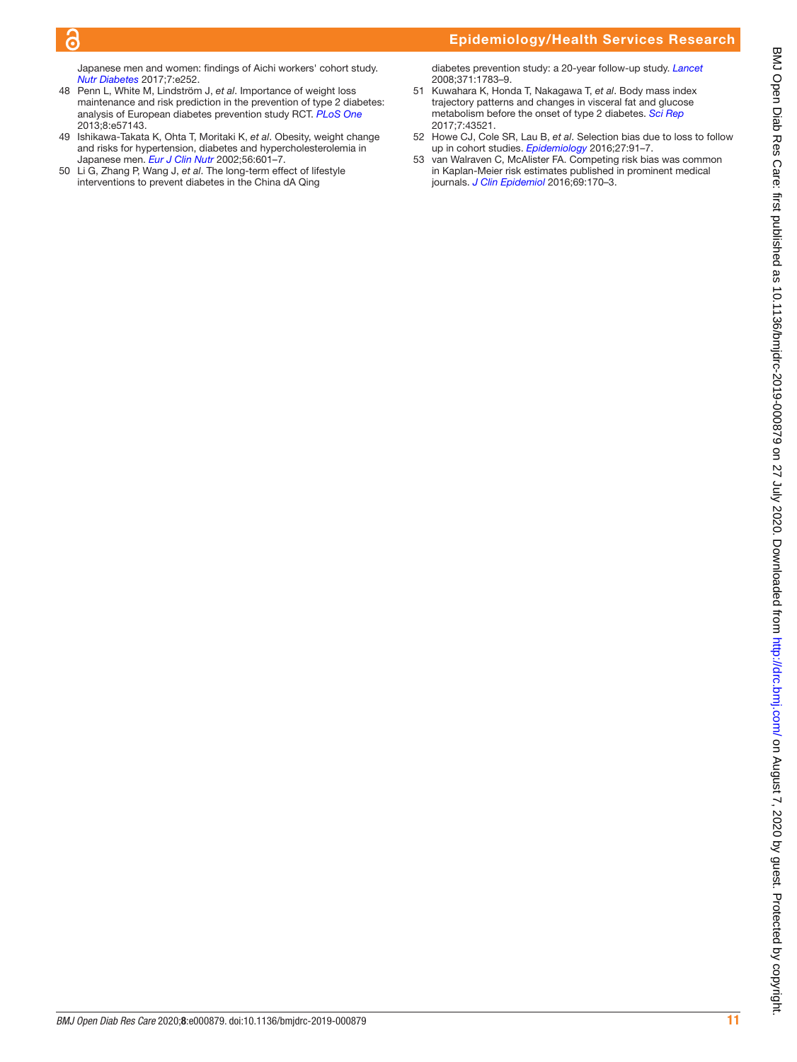Japanese men and women: findings of Aichi workers' cohort study. *Nutr Diabetes* 2017;7:e252.

48 Penn L, White M, Lindström J, *et al*. Importance of weight loss maintenance and risk prediction in the prevention of type 2 diabetes: analysis of European diabetes prevention study RCT. *PLoS One* 2013;8:e57143.

49 Ishikawa-Takata K, Ohta T, Moritaki K, *et al*. Obesity, weight change and risks for hypertension, diabetes and hypercholesterolemia in Japanese men. *Eur J Clin Nutr* 2002;56:601–7.

50 Li G, Zhang P, Wang J, *et al*. The long-term effect of lifestyle interventions to prevent diabetes in the China dA Qing diabetes prevention study: a 20-year follow-up study. *Lancet* 2008;371:1783–9.

51 Kuwahara K, Honda T, Nakagawa T, *et al*. Body mass index trajectory patterns and changes in visceral fat and glucose metabolism before the onset of type 2 diabetes. *Sci Rep* 2017;7:43521.

52 Howe CJ, Cole SR, Lau B, *et al*. Selection bias due to loss to follow up in cohort studies. *Epidemiology* 2016;27:91–7.

53 van Walraven C, McAlister FA. Competing risk bias was common in Kaplan-Meier risk estimates published in prominent medical journals. *J Clin Epidemiol* 2016;69:170–3.